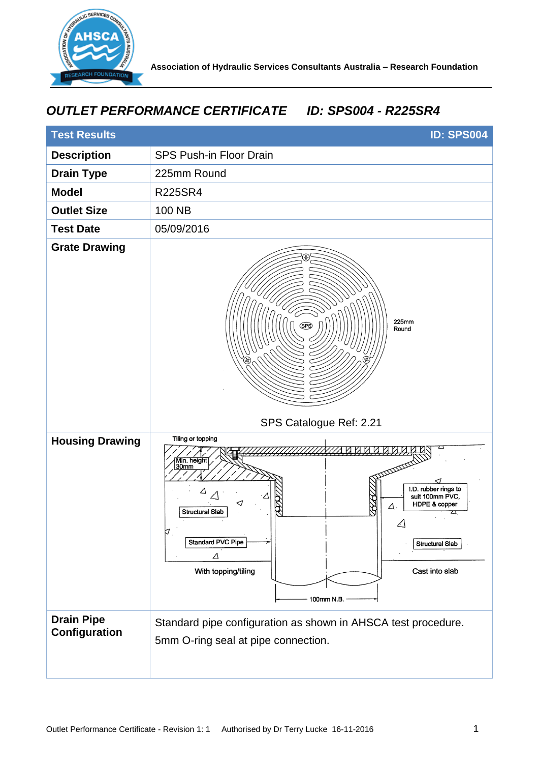Association of Hydraulic Services Consultants Australia – Research Foundation

# *OUTLET PERFORMANCE CERTIFICATE ID: SPS004 - R225SR4*

| Test Results | ID: SPS004 |
|---|---|
| **Description** | SPS Push-in Floor Drain |
| **Drain Type** | 225mm Round |
| **Model** | R225SR4 |
| **Outlet Size** | 100 NB |
| **Test Date** | 05/09/2016 |
| **Grate Drawing** | 225mm Round<br>SPS Catalogue Ref: 2.21 |
| **Housing Drawing** | Tiling or topping; Min. height 30mm; Structural Slab; Standard PVC Pipe; With topping/tiling; I.D. rubber rings to suit 100mm PVC, HDPE & copper; Structural Slab; Cast into slab; 100mm N.B. |
| **Drain Pipe Configuration** | Standard pipe configuration as shown in AHSCA test procedure.<br>5mm O-ring seal at pipe connection. |

Outlet Performance Certificate - Revision 1: 1 Authorised by Dr Terry Lucke 16-11-2016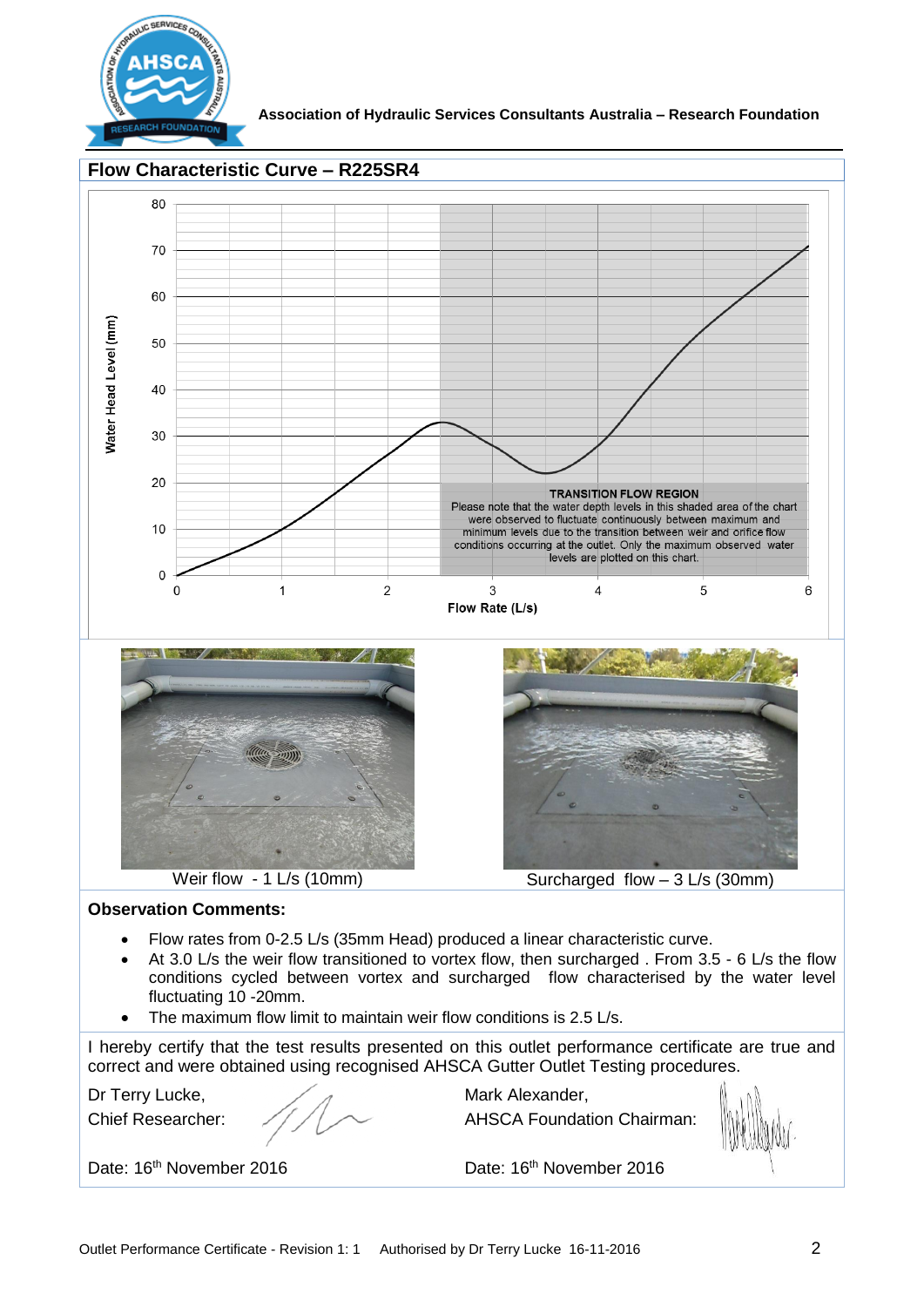Association of Hydraulic Services Consultants Australia – Research Foundation

## Flow Characteristic Curve – R225SR4

Water Head Level (mm)

80
70
60
50
40
30
20
10
0

0
1
2
3
4
5
6

Flow Rate (L/s)

TRANSITION FLOW REGION
Please note that the water depth levels in this shaded area of the chart were observed to fluctuate continuously between maximum and minimum levels due to the transition between weir and orifice flow conditions occurring at the outlet. Only the maximum observed water levels are plotted on this chart.

Weir flow - 1 L/s (10mm)

Surcharged flow – 3 L/s (30mm)

**Observation Comments:**

- Flow rates from 0-2.5 L/s (35mm Head) produced a linear characteristic curve.
- At 3.0 L/s the weir flow transitioned to vortex flow, then surcharged . From 3.5 - 6 L/s the flow conditions cycled between vortex and surcharged flow characterised by the water level fluctuating 10 -20mm.
- The maximum flow limit to maintain weir flow conditions is 2.5 L/s.

I hereby certify that the test results presented on this outlet performance certificate are true and correct and were obtained using recognised AHSCA Gutter Outlet Testing procedures.

Dr Terry Lucke,
Chief Researcher:

Date: 16th November 2016

Mark Alexander,
AHSCA Foundation Chairman:

Date: 16th November 2016

Outlet Performance Certificate - Revision 1: 1 Authorised by Dr Terry Lucke 16-11-2016